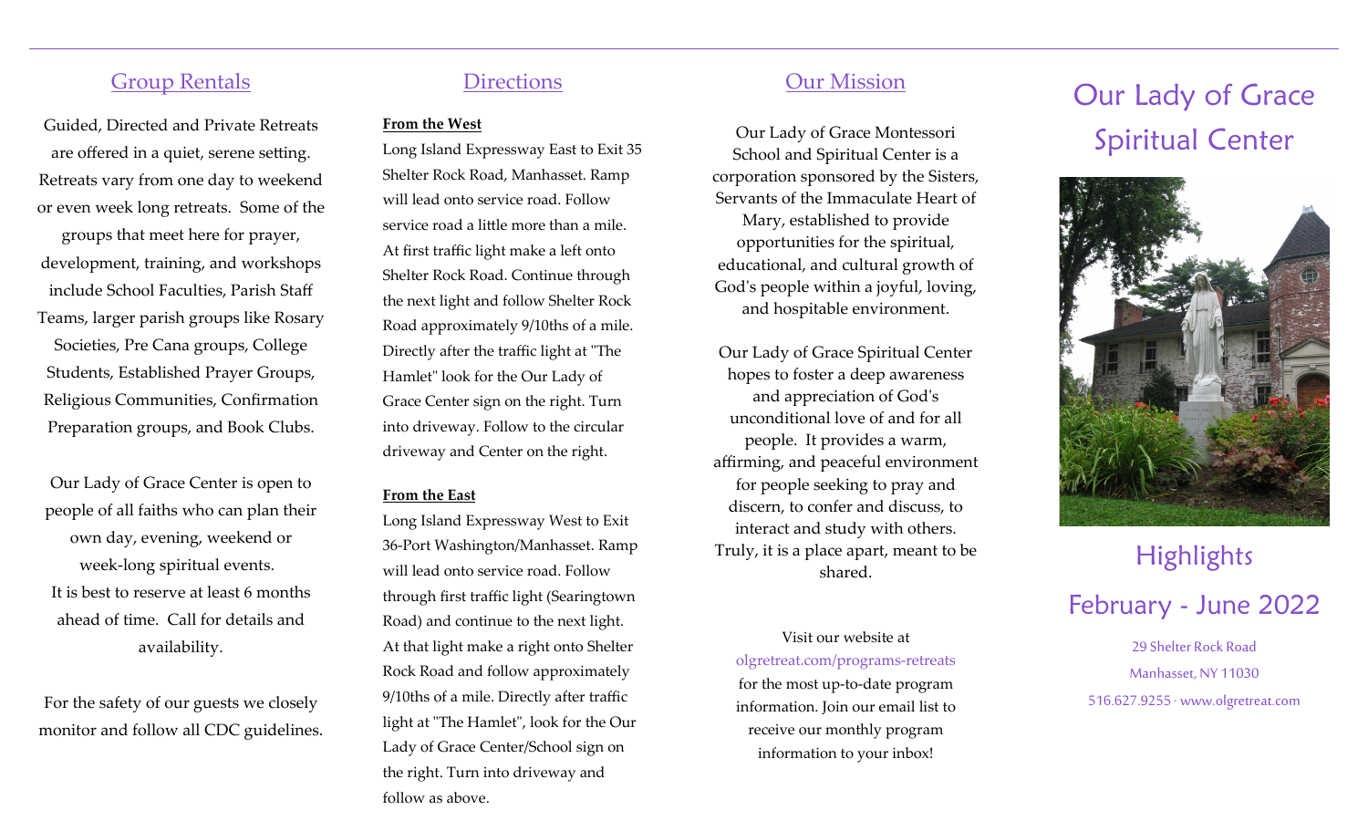## Group Rentals

Guided, Directed and Private Retreats are offered in a quiet, serene setting. Retreats vary from one day to weekend or even week long retreats. Some of the groups that meet here for prayer, development, training, and workshops include School Faculties, Parish Staff Teams, larger parish groups like Rosary Societies, Pre Cana groups, College Students, Established Prayer Groups, Religious Communities, Confirmation Preparation groups, and Book Clubs.

Our Lady of Grace Center is open to people of all faiths who can plan their own day, evening, weekend or week-long spiritual events. It is best to reserve at least 6 months ahead of time. Call for details and availability.

For the safety of our guests we closely monitor and follow all CDC guidelines.

## Directions

**From the West**

Long Island Expressway East to Exit 35 Shelter Rock Road, Manhasset. Ramp will lead onto service road. Follow service road a little more than a mile. At first traffic light make a left onto Shelter Rock Road. Continue through the next light and follow Shelter Rock Road approximately 9/10ths of a mile. Directly after the traffic light at "The Hamlet" look for the Our Lady of Grace Center sign on the right. Turn into driveway. Follow to the circular driveway and Center on the right.

**From the East**

Long Island Expressway West to Exit 36-Port Washington/Manhasset. Ramp will lead onto service road. Follow through first traffic light (Searingtown Road) and continue to the next light. At that light make a right onto Shelter Rock Road and follow approximately 9/10ths of a mile. Directly after traffic light at "The Hamlet", look for the Our Lady of Grace Center/School sign on the right. Turn into driveway and follow as above.

## Our Mission

Our Lady of Grace Montessori School and Spiritual Center is a corporation sponsored by the Sisters, Servants of the Immaculate Heart of Mary, established to provide opportunities for the spiritual, educational, and cultural growth of God's people within a joyful, loving, and hospitable environment.

Our Lady of Grace Spiritual Center hopes to foster a deep awareness and appreciation of God's unconditional love of and for all people. It provides a warm, affirming, and peaceful environment for people seeking to pray and discern, to confer and discuss, to interact and study with others. Truly, it is a place apart, meant to be shared.

Visit our website at olgretreat.com/programs-retreats for the most up-to-date program information. Join our email list to receive our monthly program information to your inbox!

# Our Lady of Grace Spiritual Center

## Highlights

## February - June 2022

29 Shelter Rock Road
Manhasset, NY 11030
516.627.9255 · www.olgretreat.com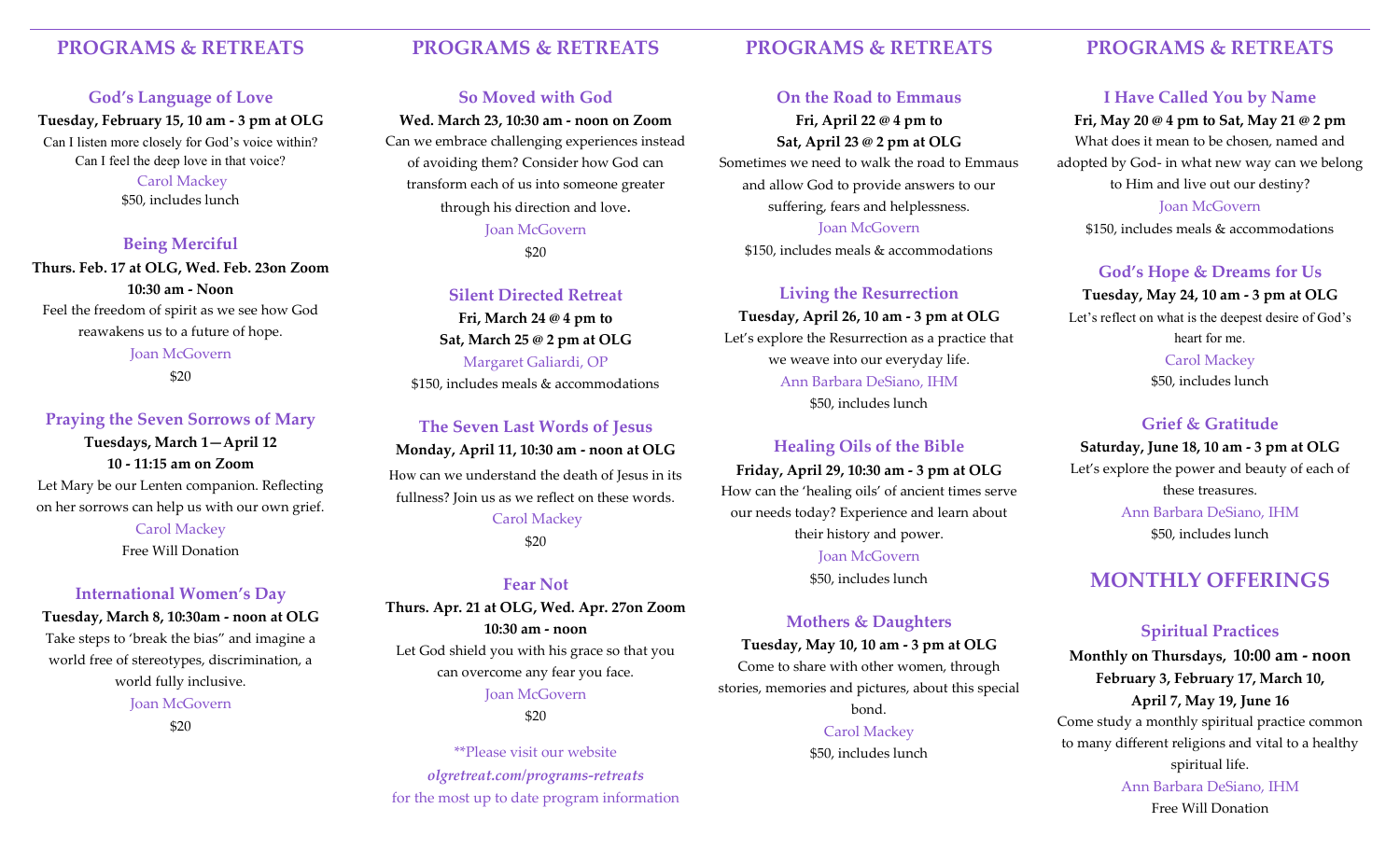## PROGRAMS & RETREATS

### God's Language of Love

**Tuesday, February 15, 10 am - 3 pm at OLG**

Can I listen more closely for God's voice within? Can I feel the deep love in that voice?

Carol Mackey

$50, includes lunch

### Being Merciful

**Thurs. Feb. 17 at OLG, Wed. Feb. 23on Zoom**
**10:30 am - Noon**

Feel the freedom of spirit as we see how God reawakens us to a future of hope.

Joan McGovern

$20

### Praying the Seven Sorrows of Mary

**Tuesdays, March 1—April 12**
**10 - 11:15 am on Zoom**

Let Mary be our Lenten companion. Reflecting on her sorrows can help us with our own grief.

Carol Mackey

Free Will Donation

### International Women's Day

**Tuesday, March 8, 10:30am - noon at OLG**

Take steps to 'break the bias" and imagine a world free of stereotypes, discrimination, a world fully inclusive.

Joan McGovern

$20

### So Moved with God

**Wed. March 23, 10:30 am - noon on Zoom**

Can we embrace challenging experiences instead of avoiding them? Consider how God can transform each of us into someone greater through his direction and love.

Joan McGovern

$20

### Silent Directed Retreat

**Fri, March 24 @ 4 pm to**
**Sat, March 25 @ 2 pm at OLG**

Margaret Galiardi, OP

$150, includes meals & accommodations

### The Seven Last Words of Jesus

**Monday, April 11, 10:30 am - noon at OLG**

How can we understand the death of Jesus in its fullness? Join us as we reflect on these words.

Carol Mackey

$20

### Fear Not

**Thurs. Apr. 21 at OLG, Wed. Apr. 27on Zoom**
**10:30 am - noon**

Let God shield you with his grace so that you can overcome any fear you face.

Joan McGovern

$20

**Please visit our website
*olgretreat.com/programs-retreats*
for the most up to date program information

### On the Road to Emmaus

**Fri, April 22 @ 4 pm to**
**Sat, April 23 @ 2 pm at OLG**

Sometimes we need to walk the road to Emmaus and allow God to provide answers to our suffering, fears and helplessness.

Joan McGovern

$150, includes meals & accommodations

### Living the Resurrection

**Tuesday, April 26, 10 am - 3 pm at OLG**

Let's explore the Resurrection as a practice that we weave into our everyday life.

Ann Barbara DeSiano, IHM

$50, includes lunch

### Healing Oils of the Bible

**Friday, April 29, 10:30 am - 3 pm at OLG**

How can the 'healing oils' of ancient times serve our needs today? Experience and learn about their history and power.

Joan McGovern

$50, includes lunch

### Mothers & Daughters

**Tuesday, May 10, 10 am - 3 pm at OLG**

Come to share with other women, through stories, memories and pictures, about this special bond.

Carol Mackey

$50, includes lunch

### I Have Called You by Name

**Fri, May 20 @ 4 pm to Sat, May 21 @ 2 pm**

What does it mean to be chosen, named and adopted by God- in what new way can we belong to Him and live out our destiny?

Joan McGovern

$150, includes meals & accommodations

### God's Hope & Dreams for Us

**Tuesday, May 24, 10 am - 3 pm at OLG**

Let's reflect on what is the deepest desire of God's heart for me.

Carol Mackey

$50, includes lunch

### Grief & Gratitude

**Saturday, June 18, 10 am - 3 pm at OLG**

Let's explore the power and beauty of each of these treasures.

Ann Barbara DeSiano, IHM

$50, includes lunch

## MONTHLY OFFERINGS

### Spiritual Practices

**Monthly on Thursdays, 10:00 am - noon**
**February 3, February 17, March 10,**
**April 7, May 19, June 16**

Come study a monthly spiritual practice common to many different religions and vital to a healthy spiritual life.

Ann Barbara DeSiano, IHM

Free Will Donation